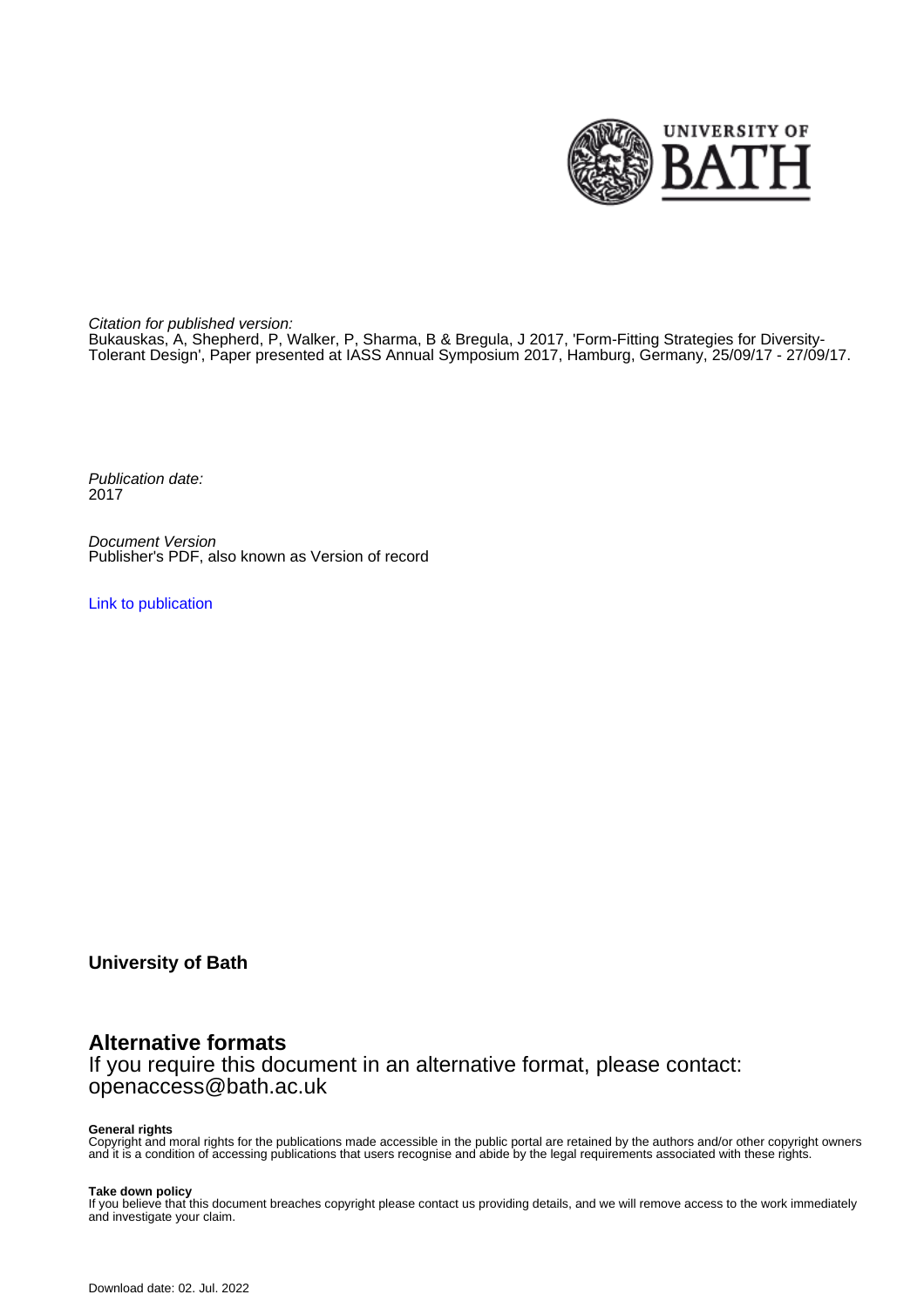Citation for published version:
Bukauskas, A, Shepherd, P, Walker, P, Sharma, B & Bregula, J 2017, 'Form-Fitting Strategies for Diversity-Tolerant Design', Paper presented at IASS Annual Symposium 2017, Hamburg, Germany, 25/09/17 - 27/09/17.

Publication date:
2017

Document Version
Publisher's PDF, also known as Version of record

Link to publication

**University of Bath**

## Alternative formats

If you require this document in an alternative format, please contact:
openaccess@bath.ac.uk

**General rights**
Copyright and moral rights for the publications made accessible in the public portal are retained by the authors and/or other copyright owners and it is a condition of accessing publications that users recognise and abide by the legal requirements associated with these rights.

**Take down policy**
If you believe that this document breaches copyright please contact us providing details, and we will remove access to the work immediately and investigate your claim.

Download date: 02. Jul. 2022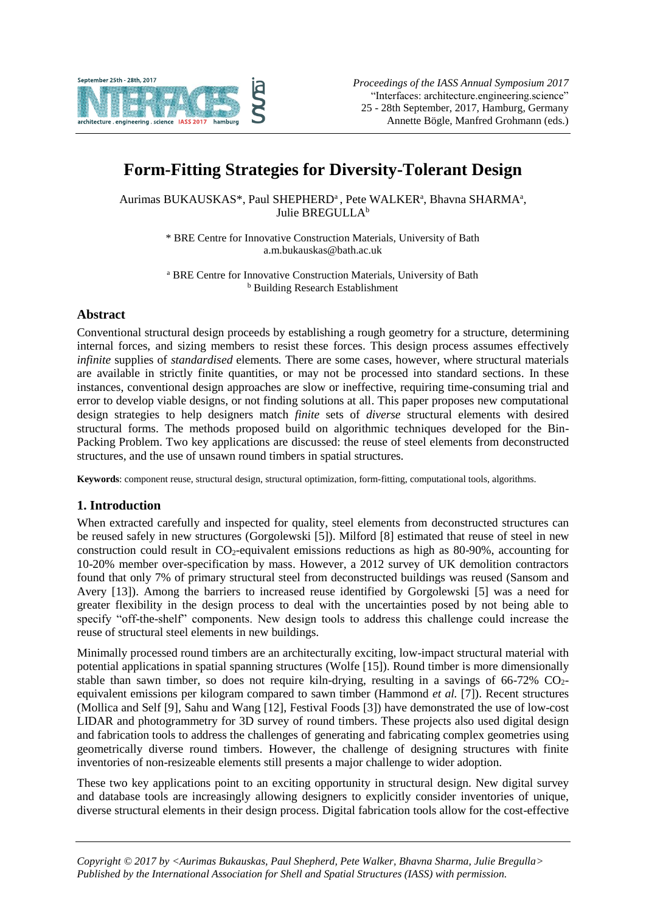# Form-Fitting Strategies for Diversity-Tolerant Design

Aurimas BUKAUSKAS*, Paul SHEPHERD[a], Pete WALKER[a], Bhavna SHARMA[a], Julie BREGULLA[b]

\* BRE Centre for Innovative Construction Materials, University of Bath
a.m.bukauskas@bath.ac.uk

[a] BRE Centre for Innovative Construction Materials, University of Bath
[b] Building Research Establishment

## Abstract

Conventional structural design proceeds by establishing a rough geometry for a structure, determining internal forces, and sizing members to resist these forces. This design process assumes effectively *infinite* supplies of *standardised* elements. There are some cases, however, where structural materials are available in strictly finite quantities, or may not be processed into standard sections. In these instances, conventional design approaches are slow or ineffective, requiring time-consuming trial and error to develop viable designs, or not finding solutions at all. This paper proposes new computational design strategies to help designers match *finite* sets of *diverse* structural elements with desired structural forms. The methods proposed build on algorithmic techniques developed for the Bin-Packing Problem. Two key applications are discussed: the reuse of steel elements from deconstructed structures, and the use of unsawn round timbers in spatial structures.

**Keywords**: component reuse, structural design, structural optimization, form-fitting, computational tools, algorithms.

## 1. Introduction

When extracted carefully and inspected for quality, steel elements from deconstructed structures can be reused safely in new structures (Gorgolewski [5]). Milford [8] estimated that reuse of steel in new construction could result in $CO_2$-equivalent emissions reductions as high as 80-90%, accounting for 10-20% member over-specification by mass. However, a 2012 survey of UK demolition contractors found that only 7% of primary structural steel from deconstructed buildings was reused (Sansom and Avery [13]). Among the barriers to increased reuse identified by Gorgolewski [5] was a need for greater flexibility in the design process to deal with the uncertainties posed by not being able to specify "off-the-shelf" components. New design tools to address this challenge could increase the reuse of structural steel elements in new buildings.

Minimally processed round timbers are an architecturally exciting, low-impact structural material with potential applications in spatial spanning structures (Wolfe [15]). Round timber is more dimensionally stable than sawn timber, so does not require kiln-drying, resulting in a savings of 66-72% $CO_2$-equivalent emissions per kilogram compared to sawn timber (Hammond *et al.* [7]). Recent structures (Mollica and Self [9], Sahu and Wang [12], Festival Foods [3]) have demonstrated the use of low-cost LIDAR and photogrammetry for 3D survey of round timbers. These projects also used digital design and fabrication tools to address the challenges of generating and fabricating complex geometries using geometrically diverse round timbers. However, the challenge of designing structures with finite inventories of non-resizeable elements still presents a major challenge to wider adoption.

These two key applications point to an exciting opportunity in structural design. New digital survey and database tools are increasingly allowing designers to explicitly consider inventories of unique, diverse structural elements in their design process. Digital fabrication tools allow for the cost-effective

*Copyright © 2017 by <Aurimas Bukauskas, Paul Shepherd, Pete Walker, Bhavna Sharma, Julie Bregulla>*
*Published by the International Association for Shell and Spatial Structures (IASS) with permission.*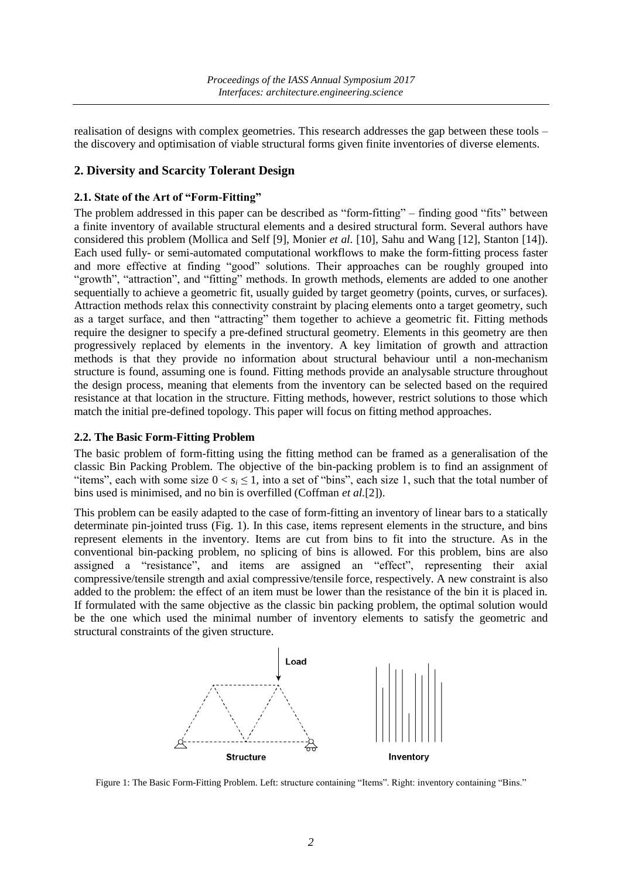realisation of designs with complex geometries. This research addresses the gap between these tools – the discovery and optimisation of viable structural forms given finite inventories of diverse elements.

## 2. Diversity and Scarcity Tolerant Design

### 2.1. State of the Art of "Form-Fitting"

The problem addressed in this paper can be described as "form-fitting" – finding good "fits" between a finite inventory of available structural elements and a desired structural form. Several authors have considered this problem (Mollica and Self [9], Monier *et al.* [10], Sahu and Wang [12], Stanton [14]). Each used fully- or semi-automated computational workflows to make the form-fitting process faster and more effective at finding "good" solutions. Their approaches can be roughly grouped into "growth", "attraction", and "fitting" methods. In growth methods, elements are added to one another sequentially to achieve a geometric fit, usually guided by target geometry (points, curves, or surfaces). Attraction methods relax this connectivity constraint by placing elements onto a target geometry, such as a target surface, and then "attracting" them together to achieve a geometric fit. Fitting methods require the designer to specify a pre-defined structural geometry. Elements in this geometry are then progressively replaced by elements in the inventory. A key limitation of growth and attraction methods is that they provide no information about structural behaviour until a non-mechanism structure is found, assuming one is found. Fitting methods provide an analysable structure throughout the design process, meaning that elements from the inventory can be selected based on the required resistance at that location in the structure. Fitting methods, however, restrict solutions to those which match the initial pre-defined topology. This paper will focus on fitting method approaches.

### 2.2. The Basic Form-Fitting Problem

The basic problem of form-fitting using the fitting method can be framed as a generalisation of the classic Bin Packing Problem. The objective of the bin-packing problem is to find an assignment of "items", each with some size $0 < s_i \leq 1$, into a set of "bins", each size 1, such that the total number of bins used is minimised, and no bin is overfilled (Coffman *et al.*[2]).

This problem can be easily adapted to the case of form-fitting an inventory of linear bars to a statically determinate pin-jointed truss (Fig. 1). In this case, items represent elements in the structure, and bins represent elements in the inventory. Items are cut from bins to fit into the structure. As in the conventional bin-packing problem, no splicing of bins is allowed. For this problem, bins are also assigned a "resistance", and items are assigned an "effect", representing their axial compressive/tensile strength and axial compressive/tensile force, respectively. A new constraint is also added to the problem: the effect of an item must be lower than the resistance of the bin it is placed in. If formulated with the same objective as the classic bin packing problem, the optimal solution would be the one which used the minimal number of inventory elements to satisfy the geometric and structural constraints of the given structure.

Figure 1: The Basic Form-Fitting Problem. Left: structure containing "Items". Right: inventory containing "Bins."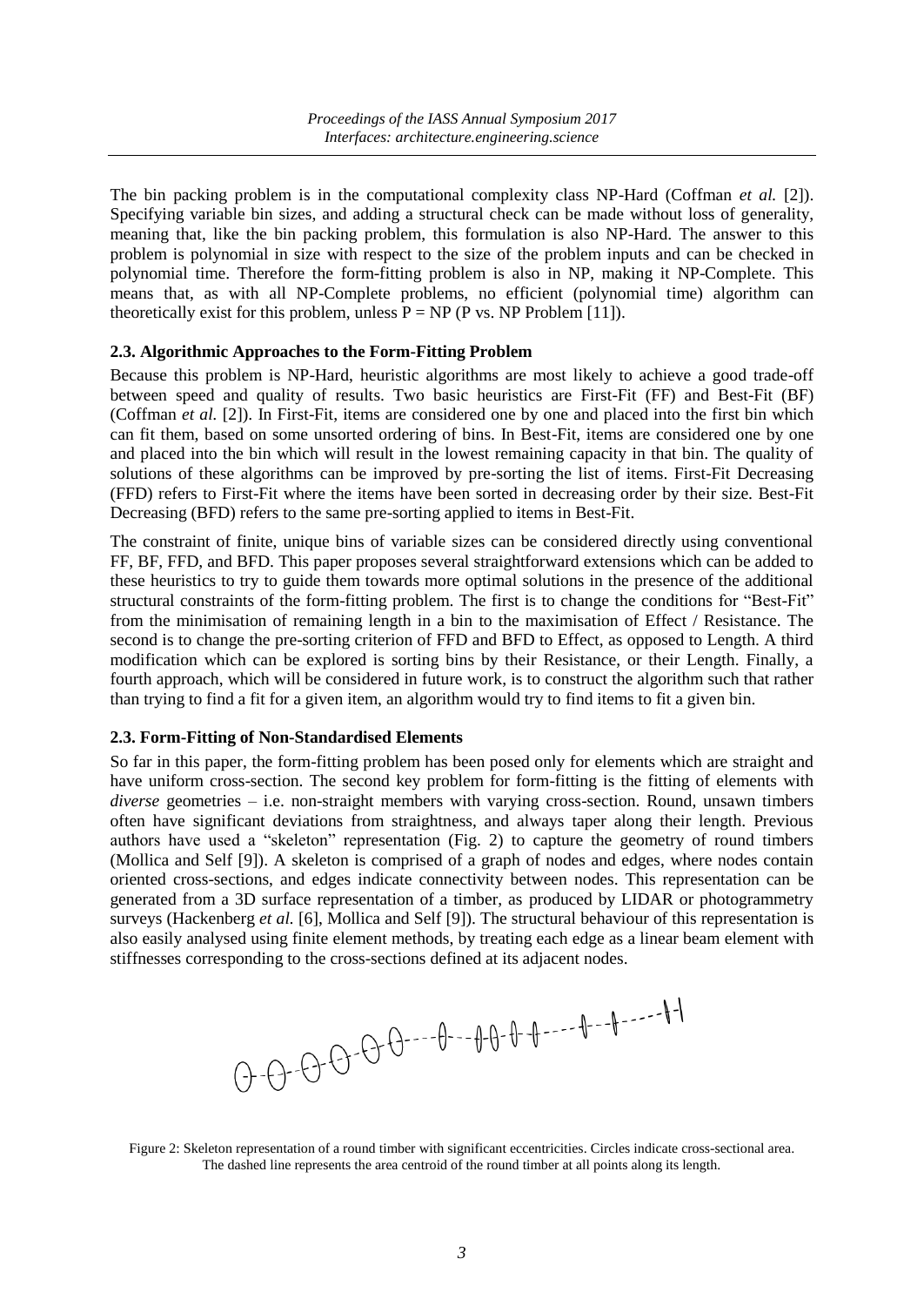The bin packing problem is in the computational complexity class NP-Hard (Coffman *et al.* [2]). Specifying variable bin sizes, and adding a structural check can be made without loss of generality, meaning that, like the bin packing problem, this formulation is also NP-Hard. The answer to this problem is polynomial in size with respect to the size of the problem inputs and can be checked in polynomial time. Therefore the form-fitting problem is also in NP, making it NP-Complete. This means that, as with all NP-Complete problems, no efficient (polynomial time) algorithm can theoretically exist for this problem, unless P = NP (P vs. NP Problem [11]).

### 2.3. Algorithmic Approaches to the Form-Fitting Problem

Because this problem is NP-Hard, heuristic algorithms are most likely to achieve a good trade-off between speed and quality of results. Two basic heuristics are First-Fit (FF) and Best-Fit (BF) (Coffman *et al.* [2]). In First-Fit, items are considered one by one and placed into the first bin which can fit them, based on some unsorted ordering of bins. In Best-Fit, items are considered one by one and placed into the bin which will result in the lowest remaining capacity in that bin. The quality of solutions of these algorithms can be improved by pre-sorting the list of items. First-Fit Decreasing (FFD) refers to First-Fit where the items have been sorted in decreasing order by their size. Best-Fit Decreasing (BFD) refers to the same pre-sorting applied to items in Best-Fit.

The constraint of finite, unique bins of variable sizes can be considered directly using conventional FF, BF, FFD, and BFD. This paper proposes several straightforward extensions which can be added to these heuristics to try to guide them towards more optimal solutions in the presence of the additional structural constraints of the form-fitting problem. The first is to change the conditions for "Best-Fit" from the minimisation of remaining length in a bin to the maximisation of Effect / Resistance. The second is to change the pre-sorting criterion of FFD and BFD to Effect, as opposed to Length. A third modification which can be explored is sorting bins by their Resistance, or their Length. Finally, a fourth approach, which will be considered in future work, is to construct the algorithm such that rather than trying to find a fit for a given item, an algorithm would try to find items to fit a given bin.

### 2.3. Form-Fitting of Non-Standardised Elements

So far in this paper, the form-fitting problem has been posed only for elements which are straight and have uniform cross-section. The second key problem for form-fitting is the fitting of elements with *diverse* geometries – i.e. non-straight members with varying cross-section. Round, unsawn timbers often have significant deviations from straightness, and always taper along their length. Previous authors have used a "skeleton" representation (Fig. 2) to capture the geometry of round timbers (Mollica and Self [9]). A skeleton is comprised of a graph of nodes and edges, where nodes contain oriented cross-sections, and edges indicate connectivity between nodes. This representation can be generated from a 3D surface representation of a timber, as produced by LIDAR or photogrammetry surveys (Hackenberg *et al.* [6], Mollica and Self [9]). The structural behaviour of this representation is also easily analysed using finite element methods, by treating each edge as a linear beam element with stiffnesses corresponding to the cross-sections defined at its adjacent nodes.

Figure 2: Skeleton representation of a round timber with significant eccentricities. Circles indicate cross-sectional area. The dashed line represents the area centroid of the round timber at all points along its length.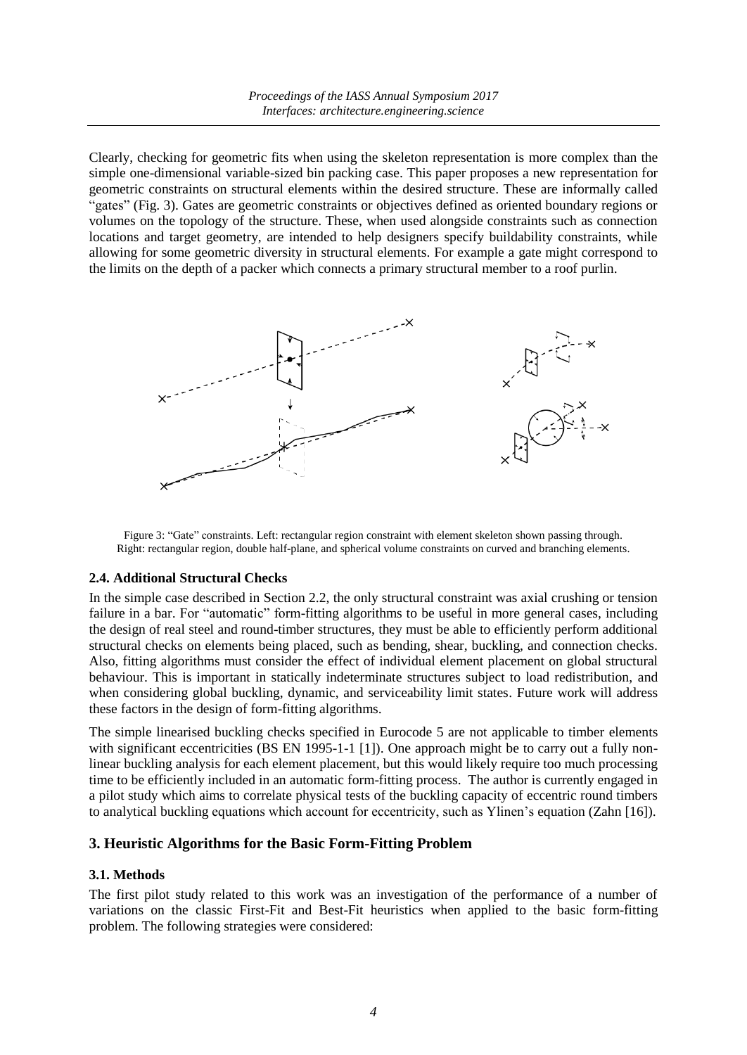Clearly, checking for geometric fits when using the skeleton representation is more complex than the simple one-dimensional variable-sized bin packing case. This paper proposes a new representation for geometric constraints on structural elements within the desired structure. These are informally called "gates" (Fig. 3). Gates are geometric constraints or objectives defined as oriented boundary regions or volumes on the topology of the structure. These, when used alongside constraints such as connection locations and target geometry, are intended to help designers specify buildability constraints, while allowing for some geometric diversity in structural elements. For example a gate might correspond to the limits on the depth of a packer which connects a primary structural member to a roof purlin.

Figure 3: "Gate" constraints. Left: rectangular region constraint with element skeleton shown passing through. Right: rectangular region, double half-plane, and spherical volume constraints on curved and branching elements.

### 2.4. Additional Structural Checks

In the simple case described in Section 2.2, the only structural constraint was axial crushing or tension failure in a bar. For "automatic" form-fitting algorithms to be useful in more general cases, including the design of real steel and round-timber structures, they must be able to efficiently perform additional structural checks on elements being placed, such as bending, shear, buckling, and connection checks. Also, fitting algorithms must consider the effect of individual element placement on global structural behaviour. This is important in statically indeterminate structures subject to load redistribution, and when considering global buckling, dynamic, and serviceability limit states. Future work will address these factors in the design of form-fitting algorithms.

The simple linearised buckling checks specified in Eurocode 5 are not applicable to timber elements with significant eccentricities (BS EN 1995-1-1 [1]). One approach might be to carry out a fully non-linear buckling analysis for each element placement, but this would likely require too much processing time to be efficiently included in an automatic form-fitting process. The author is currently engaged in a pilot study which aims to correlate physical tests of the buckling capacity of eccentric round timbers to analytical buckling equations which account for eccentricity, such as Ylinen's equation (Zahn [16]).

## 3. Heuristic Algorithms for the Basic Form-Fitting Problem

### 3.1. Methods

The first pilot study related to this work was an investigation of the performance of a number of variations on the classic First-Fit and Best-Fit heuristics when applied to the basic form-fitting problem. The following strategies were considered: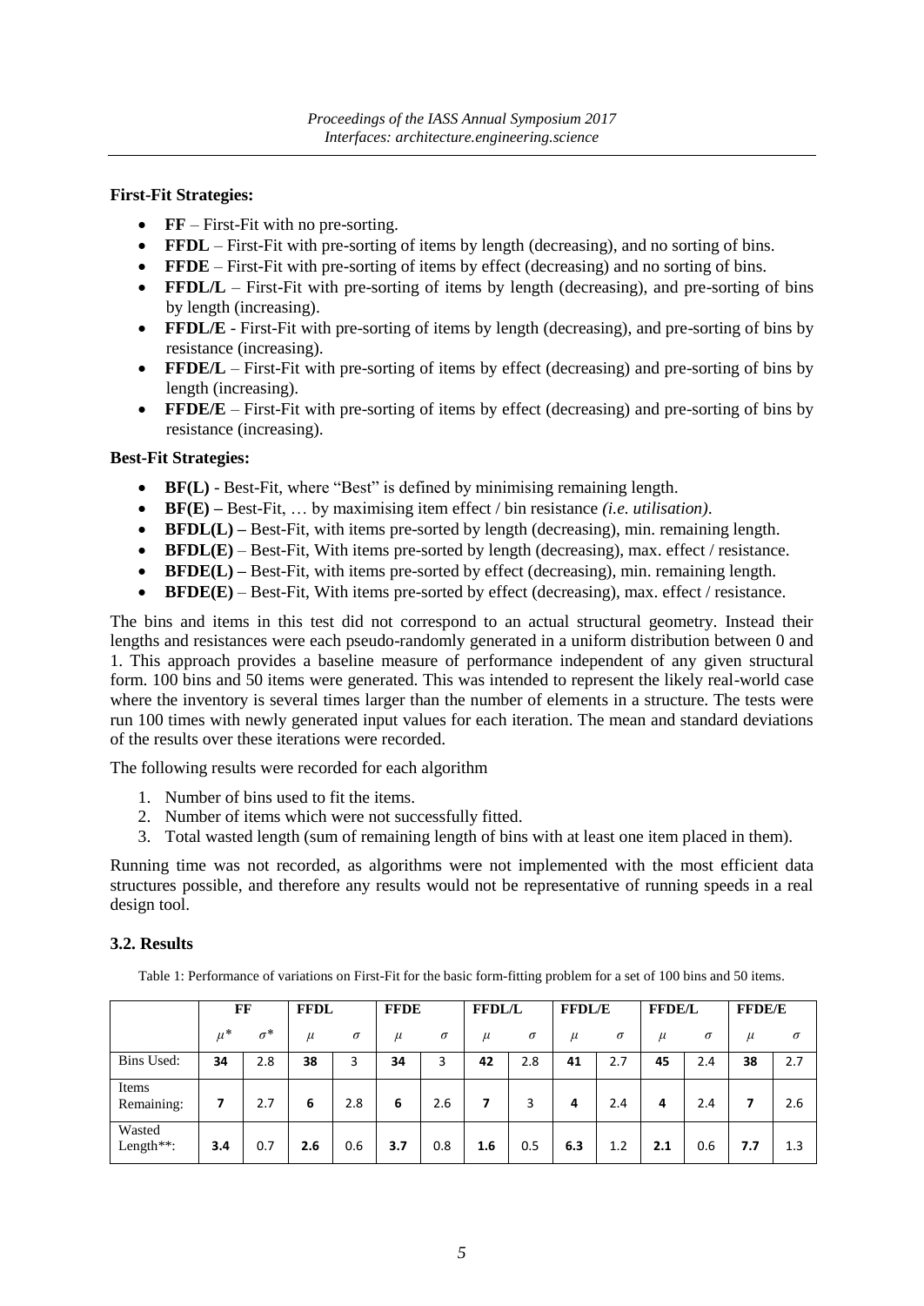**First-Fit Strategies:**

- **FF** – First-Fit with no pre-sorting.
- **FFDL** – First-Fit with pre-sorting of items by length (decreasing), and no sorting of bins.
- **FFDE** – First-Fit with pre-sorting of items by effect (decreasing) and no sorting of bins.
- **FFDL/L** – First-Fit with pre-sorting of items by length (decreasing), and pre-sorting of bins by length (increasing).
- **FFDL/E** - First-Fit with pre-sorting of items by length (decreasing), and pre-sorting of bins by resistance (increasing).
- **FFDE/L** – First-Fit with pre-sorting of items by effect (decreasing) and pre-sorting of bins by length (increasing).
- **FFDE/E** – First-Fit with pre-sorting of items by effect (decreasing) and pre-sorting of bins by resistance (increasing).

**Best-Fit Strategies:**

- **BF(L)** - Best-Fit, where "Best" is defined by minimising remaining length.
- **BF(E) –** Best-Fit, … by maximising item effect / bin resistance *(i.e. utilisation)*.
- **BFDL(L) –** Best-Fit, with items pre-sorted by length (decreasing), min. remaining length.
- **BFDL(E)** – Best-Fit, With items pre-sorted by length (decreasing), max. effect / resistance.
- **BFDE(L) –** Best-Fit, with items pre-sorted by effect (decreasing), min. remaining length.
- **BFDE(E)** – Best-Fit, With items pre-sorted by effect (decreasing), max. effect / resistance.

The bins and items in this test did not correspond to an actual structural geometry. Instead their lengths and resistances were each pseudo-randomly generated in a uniform distribution between 0 and 1. This approach provides a baseline measure of performance independent of any given structural form. 100 bins and 50 items were generated. This was intended to represent the likely real-world case where the inventory is several times larger than the number of elements in a structure. The tests were run 100 times with newly generated input values for each iteration. The mean and standard deviations of the results over these iterations were recorded.

The following results were recorded for each algorithm

1. Number of bins used to fit the items.
2. Number of items which were not successfully fitted.
3. Total wasted length (sum of remaining length of bins with at least one item placed in them).

Running time was not recorded, as algorithms were not implemented with the most efficient data structures possible, and therefore any results would not be representative of running speeds in a real design tool.

### 3.2. Results

Table 1: Performance of variations on First-Fit for the basic form-fitting problem for a set of 100 bins and 50 items.

| | FF | | FFDL | | FFDE | | FFDL/L | | FFDL/E | | FFDE/L | | FFDE/E | |
|---|---|---|---|---|---|---|---|---|---|---|---|---|---|---|
| | $\mu$* | $\sigma$* | $\mu$ | $\sigma$ | $\mu$ | $\sigma$ | $\mu$ | $\sigma$ | $\mu$ | $\sigma$ | $\mu$ | $\sigma$ | $\mu$ | $\sigma$ |
| Bins Used: | **34** | 2.8 | **38** | 3 | **34** | 3 | **42** | 2.8 | **41** | 2.7 | **45** | 2.4 | **38** | 2.7 |
| Items Remaining: | **7** | 2.7 | **6** | 2.8 | **6** | 2.6 | **7** | 3 | **4** | 2.4 | **4** | 2.4 | **7** | 2.6 |
| Wasted Length**: | **3.4** | 0.7 | **2.6** | 0.6 | **3.7** | 0.8 | **1.6** | 0.5 | **6.3** | 1.2 | **2.1** | 0.6 | **7.7** | 1.3 |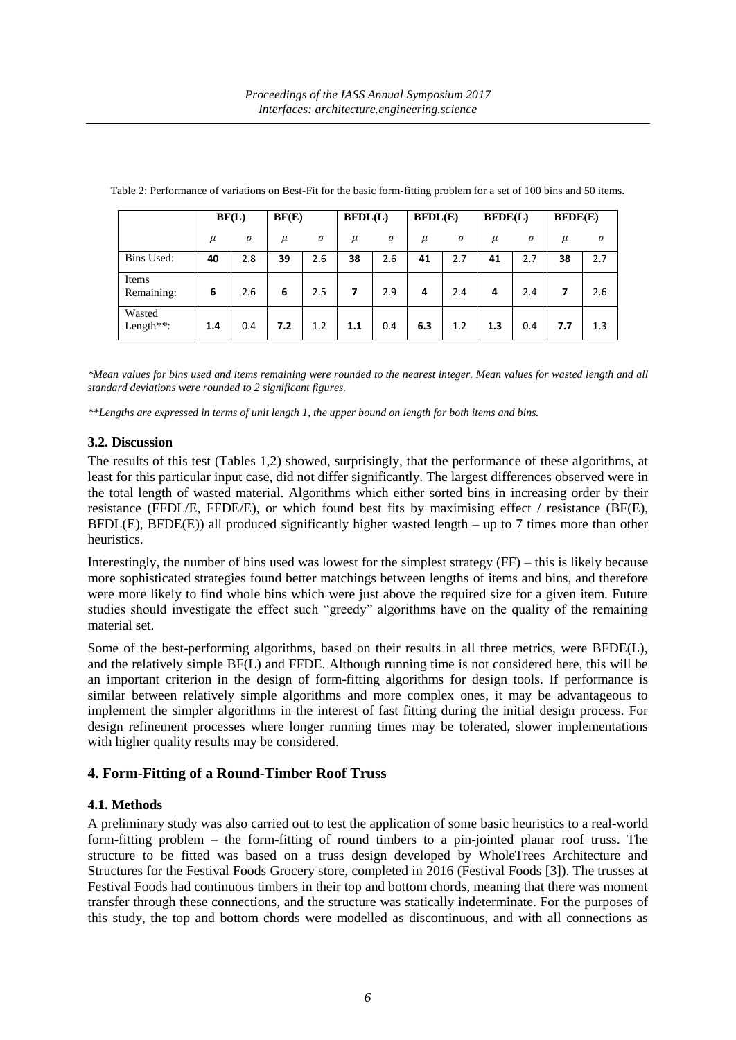Table 2: Performance of variations on Best-Fit for the basic form-fitting problem for a set of 100 bins and 50 items.

| | BF(L) | | BF(E) | | BFDL(L) | | BFDL(E) | | BFDE(L) | | BFDE(E) | |
|---|---|---|---|---|---|---|---|---|---|---|---|---|
| | $\mu$ | $\sigma$ | $\mu$ | $\sigma$ | $\mu$ | $\sigma$ | $\mu$ | $\sigma$ | $\mu$ | $\sigma$ | $\mu$ | $\sigma$ |
| Bins Used: | **40** | 2.8 | **39** | 2.6 | **38** | 2.6 | **41** | 2.7 | **41** | 2.7 | **38** | 2.7 |
| Items Remaining: | **6** | 2.6 | **6** | 2.5 | **7** | 2.9 | **4** | 2.4 | **4** | 2.4 | **7** | 2.6 |
| Wasted Length**: | **1.4** | 0.4 | **7.2** | 1.2 | **1.1** | 0.4 | **6.3** | 1.2 | **1.3** | 0.4 | **7.7** | 1.3 |

*\*Mean values for bins used and items remaining were rounded to the nearest integer. Mean values for wasted length and all standard deviations were rounded to 2 significant figures.*

*\*\*Lengths are expressed in terms of unit length 1, the upper bound on length for both items and bins.*

### 3.2. Discussion

The results of this test (Tables 1,2) showed, surprisingly, that the performance of these algorithms, at least for this particular input case, did not differ significantly. The largest differences observed were in the total length of wasted material. Algorithms which either sorted bins in increasing order by their resistance (FFDL/E, FFDE/E), or which found best fits by maximising effect / resistance (BF(E), BFDL(E), BFDE(E)) all produced significantly higher wasted length – up to 7 times more than other heuristics.

Interestingly, the number of bins used was lowest for the simplest strategy (FF) – this is likely because more sophisticated strategies found better matchings between lengths of items and bins, and therefore were more likely to find whole bins which were just above the required size for a given item. Future studies should investigate the effect such "greedy" algorithms have on the quality of the remaining material set.

Some of the best-performing algorithms, based on their results in all three metrics, were BFDE(L), and the relatively simple BF(L) and FFDE. Although running time is not considered here, this will be an important criterion in the design of form-fitting algorithms for design tools. If performance is similar between relatively simple algorithms and more complex ones, it may be advantageous to implement the simpler algorithms in the interest of fast fitting during the initial design process. For design refinement processes where longer running times may be tolerated, slower implementations with higher quality results may be considered.

## 4. Form-Fitting of a Round-Timber Roof Truss

### 4.1. Methods

A preliminary study was also carried out to test the application of some basic heuristics to a real-world form-fitting problem – the form-fitting of round timbers to a pin-jointed planar roof truss. The structure to be fitted was based on a truss design developed by WholeTrees Architecture and Structures for the Festival Foods Grocery store, completed in 2016 (Festival Foods [3]). The trusses at Festival Foods had continuous timbers in their top and bottom chords, meaning that there was moment transfer through these connections, and the structure was statically indeterminate. For the purposes of this study, the top and bottom chords were modelled as discontinuous, and with all connections as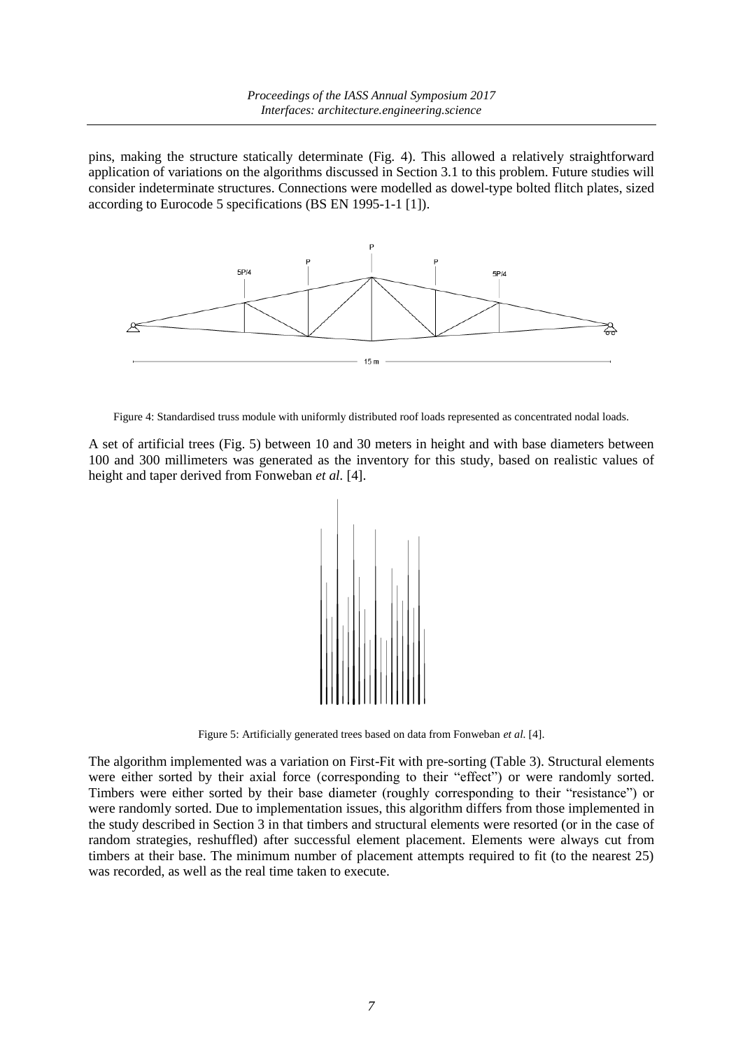pins, making the structure statically determinate (Fig. 4). This allowed a relatively straightforward application of variations on the algorithms discussed in Section 3.1 to this problem. Future studies will consider indeterminate structures. Connections were modelled as dowel-type bolted flitch plates, sized according to Eurocode 5 specifications (BS EN 1995-1-1 [1]).

Figure 4: Standardised truss module with uniformly distributed roof loads represented as concentrated nodal loads.

A set of artificial trees (Fig. 5) between 10 and 30 meters in height and with base diameters between 100 and 300 millimeters was generated as the inventory for this study, based on realistic values of height and taper derived from Fonweban *et al.* [4].

Figure 5: Artificially generated trees based on data from Fonweban *et al.* [4].

The algorithm implemented was a variation on First-Fit with pre-sorting (Table 3). Structural elements were either sorted by their axial force (corresponding to their "effect") or were randomly sorted. Timbers were either sorted by their base diameter (roughly corresponding to their "resistance") or were randomly sorted. Due to implementation issues, this algorithm differs from those implemented in the study described in Section 3 in that timbers and structural elements were resorted (or in the case of random strategies, reshuffled) after successful element placement. Elements were always cut from timbers at their base. The minimum number of placement attempts required to fit (to the nearest 25) was recorded, as well as the real time taken to execute.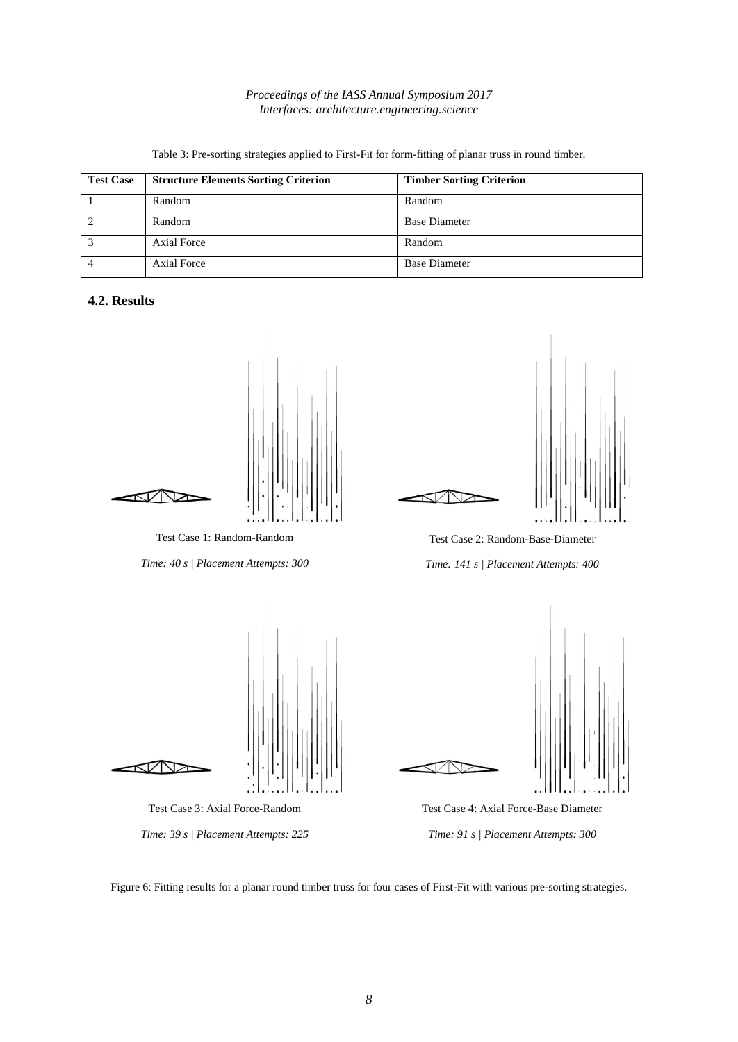Table 3: Pre-sorting strategies applied to First-Fit for form-fitting of planar truss in round timber.

| Test Case | Structure Elements Sorting Criterion | Timber Sorting Criterion |
|---|---|---|
| 1 | Random | Random |
| 2 | Random | Base Diameter |
| 3 | Axial Force | Random |
| 4 | Axial Force | Base Diameter |

## 4.2. Results

Test Case 1: Random-Random

*Time: 40 s | Placement Attempts: 300*

Test Case 2: Random-Base-Diameter

*Time: 141 s | Placement Attempts: 400*

Test Case 3: Axial Force-Random

*Time: 39 s | Placement Attempts: 225*

Test Case 4: Axial Force-Base Diameter

*Time: 91 s | Placement Attempts: 300*

Figure 6: Fitting results for a planar round timber truss for four cases of First-Fit with various pre-sorting strategies.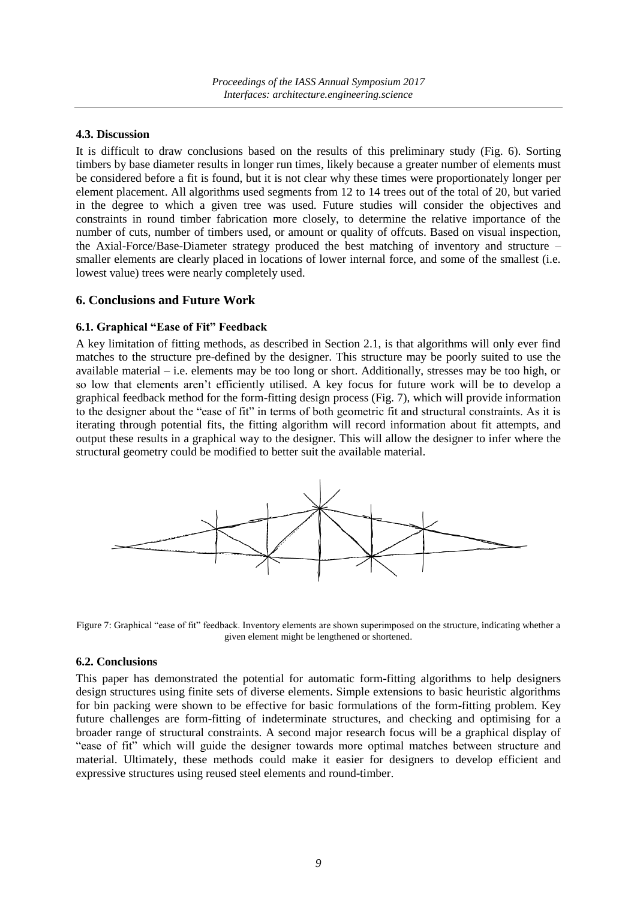### 4.3. Discussion

It is difficult to draw conclusions based on the results of this preliminary study (Fig. 6). Sorting timbers by base diameter results in longer run times, likely because a greater number of elements must be considered before a fit is found, but it is not clear why these times were proportionately longer per element placement. All algorithms used segments from 12 to 14 trees out of the total of 20, but varied in the degree to which a given tree was used. Future studies will consider the objectives and constraints in round timber fabrication more closely, to determine the relative importance of the number of cuts, number of timbers used, or amount or quality of offcuts. Based on visual inspection, the Axial-Force/Base-Diameter strategy produced the best matching of inventory and structure – smaller elements are clearly placed in locations of lower internal force, and some of the smallest (i.e. lowest value) trees were nearly completely used.

## 6. Conclusions and Future Work

### 6.1. Graphical "Ease of Fit" Feedback

A key limitation of fitting methods, as described in Section 2.1, is that algorithms will only ever find matches to the structure pre-defined by the designer. This structure may be poorly suited to use the available material – i.e. elements may be too long or short. Additionally, stresses may be too high, or so low that elements aren't efficiently utilised. A key focus for future work will be to develop a graphical feedback method for the form-fitting design process (Fig. 7), which will provide information to the designer about the "ease of fit" in terms of both geometric fit and structural constraints. As it is iterating through potential fits, the fitting algorithm will record information about fit attempts, and output these results in a graphical way to the designer. This will allow the designer to infer where the structural geometry could be modified to better suit the available material.

Figure 7: Graphical "ease of fit" feedback. Inventory elements are shown superimposed on the structure, indicating whether a given element might be lengthened or shortened.

### 6.2. Conclusions

This paper has demonstrated the potential for automatic form-fitting algorithms to help designers design structures using finite sets of diverse elements. Simple extensions to basic heuristic algorithms for bin packing were shown to be effective for basic formulations of the form-fitting problem. Key future challenges are form-fitting of indeterminate structures, and checking and optimising for a broader range of structural constraints. A second major research focus will be a graphical display of "ease of fit" which will guide the designer towards more optimal matches between structure and material. Ultimately, these methods could make it easier for designers to develop efficient and expressive structures using reused steel elements and round-timber.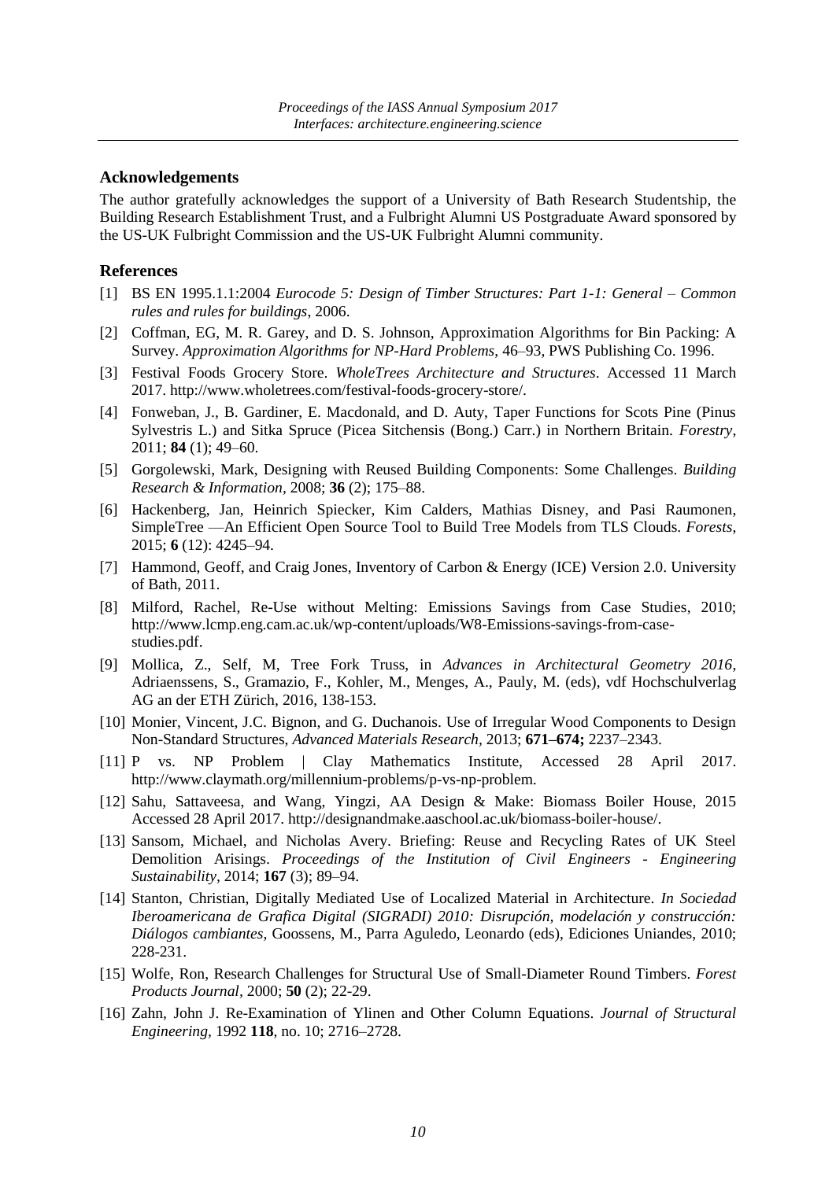## Acknowledgements

The author gratefully acknowledges the support of a University of Bath Research Studentship, the Building Research Establishment Trust, and a Fulbright Alumni US Postgraduate Award sponsored by the US-UK Fulbright Commission and the US-UK Fulbright Alumni community.

## References

[1] BS EN 1995.1.1:2004 *Eurocode 5: Design of Timber Structures: Part 1-1: General – Common rules and rules for buildings*, 2006.

[2] Coffman, EG, M. R. Garey, and D. S. Johnson, Approximation Algorithms for Bin Packing: A Survey. *Approximation Algorithms for NP-Hard Problems,* 46–93, PWS Publishing Co. 1996.

[3] Festival Foods Grocery Store. *WholeTrees Architecture and Structures*. Accessed 11 March 2017. http://www.wholetrees.com/festival-foods-grocery-store/.

[4] Fonweban, J., B. Gardiner, E. Macdonald, and D. Auty, Taper Functions for Scots Pine (Pinus Sylvestris L.) and Sitka Spruce (Picea Sitchensis (Bong.) Carr.) in Northern Britain. *Forestry,* 2011; **84** (1); 49–60.

[5] Gorgolewski, Mark, Designing with Reused Building Components: Some Challenges. *Building Research & Information*, 2008; **36** (2); 175–88.

[6] Hackenberg, Jan, Heinrich Spiecker, Kim Calders, Mathias Disney, and Pasi Raumonen, SimpleTree —An Efficient Open Source Tool to Build Tree Models from TLS Clouds. *Forests*, 2015; **6** (12): 4245–94.

[7] Hammond, Geoff, and Craig Jones, Inventory of Carbon & Energy (ICE) Version 2.0. University of Bath, 2011.

[8] Milford, Rachel, Re-Use without Melting: Emissions Savings from Case Studies, 2010; http://www.lcmp.eng.cam.ac.uk/wp-content/uploads/W8-Emissions-savings-from-case-studies.pdf.

[9] Mollica, Z., Self, M, Tree Fork Truss, in *Advances in Architectural Geometry 2016*, Adriaenssens, S., Gramazio, F., Kohler, M., Menges, A., Pauly, M. (eds), vdf Hochschulverlag AG an der ETH Zürich, 2016, 138-153.

[10] Monier, Vincent, J.C. Bignon, and G. Duchanois. Use of Irregular Wood Components to Design Non-Standard Structures, *Advanced Materials Research,* 2013; **671–674;** 2237–2343.

[11] P vs. NP Problem | Clay Mathematics Institute, Accessed 28 April 2017. http://www.claymath.org/millennium-problems/p-vs-np-problem.

[12] Sahu, Sattaveesa, and Wang, Yingzi, AA Design & Make: Biomass Boiler House, 2015 Accessed 28 April 2017. http://designandmake.aaschool.ac.uk/biomass-boiler-house/.

[13] Sansom, Michael, and Nicholas Avery. Briefing: Reuse and Recycling Rates of UK Steel Demolition Arisings. *Proceedings of the Institution of Civil Engineers - Engineering Sustainability,* 2014; **167** (3); 89–94.

[14] Stanton, Christian, Digitally Mediated Use of Localized Material in Architecture. *In Sociedad Iberoamericana de Grafica Digital (SIGRADI) 2010: Disrupción, modelación y construcción: Diálogos cambiantes*, Goossens, M., Parra Aguledo, Leonardo (eds), Ediciones Uniandes, 2010; 228-231.

[15] Wolfe, Ron, Research Challenges for Structural Use of Small-Diameter Round Timbers. *Forest Products Journal,* 2000; **50** (2); 22-29.

[16] Zahn, John J. Re-Examination of Ylinen and Other Column Equations. *Journal of Structural Engineering,* 1992 **118**, no. 10; 2716–2728.